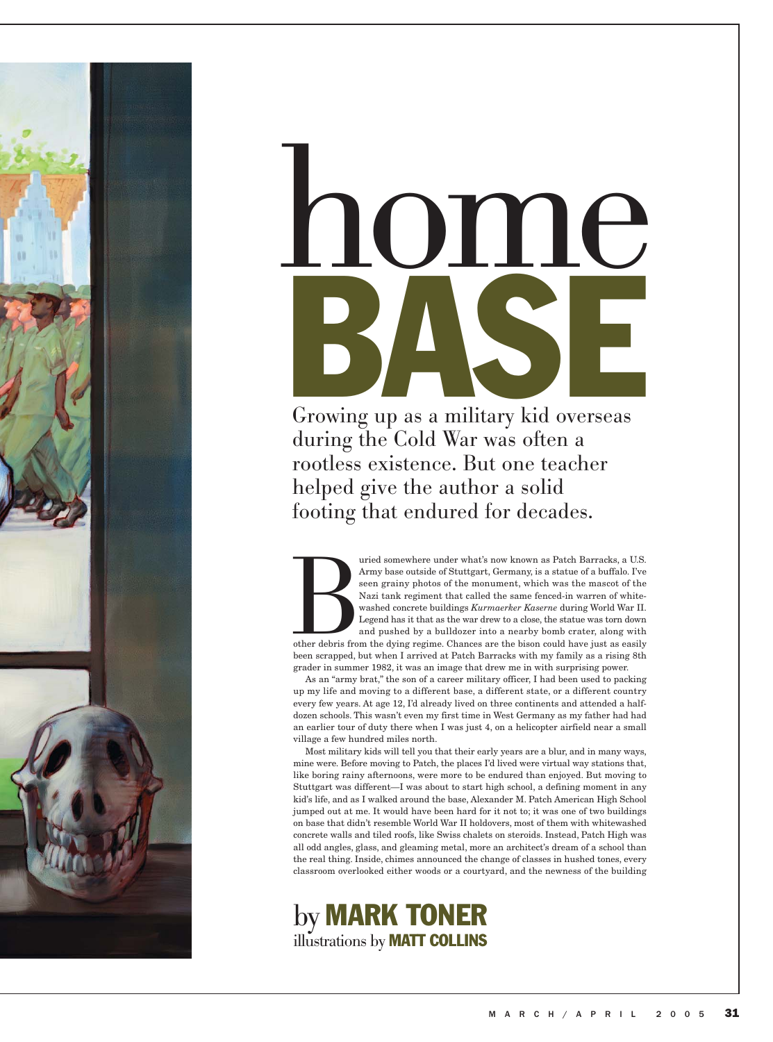# home BASE

Growing up as a military kid overseas during the Cold War was often a rootless existence. But one teacher helped give the author a solid footing that endured for decades.

Buried somewhere under what's now known as Patch Barracks, a U.S. Army base outside of Stuttgart, Germany, is a statue of a buffalo. I've seen grainy photos of the monument, which was the mascot of the Nazi tank regiment that called the same fenced-in warren of whitewashed concrete buildings *Kurmaerker Kaserne* during World War II. Legend has it that as the war drew to a close, the statue was torn down and pushed by a bulldozer into a nearby bomb crater, along with other debris from the dying regime. Chances are the bison could have just as easily been scrapped, but when I arrived at Patch Barracks with my family as a rising 8th grader in summer 1982, it was an image that drew me in with surprising power.

As an "army brat," the son of a career military officer, I had been used to packing up my life and moving to a different base, a different state, or a different country every few years. At age 12, I'd already lived on three continents and attended a half-dozen schools. This wasn't even my first time in West Germany as my father had had an earlier tour of duty there when I was just 4, on a helicopter airfield near a small village a few hundred miles north.

Most military kids will tell you that their early years are a blur, and in many ways, mine were. Before moving to Patch, the places I'd lived were virtual way stations that, like boring rainy afternoons, were more to be endured than enjoyed. But moving to Stuttgart was different—I was about to start high school, a defining moment in any kid's life, and as I walked around the base, Alexander M. Patch American High School jumped out at me. It would have been hard for it not to; it was one of two buildings on base that didn't resemble World War II holdovers, most of them with whitewashed concrete walls and tiled roofs, like Swiss chalets on steroids. Instead, Patch High was all odd angles, glass, and gleaming metal, more an architect's dream of a school than the real thing. Inside, chimes announced the change of classes in hushed tones, every classroom overlooked either woods or a courtyard, and the newness of the building

by **MARK TONER**
illustrations by **MATT COLLINS**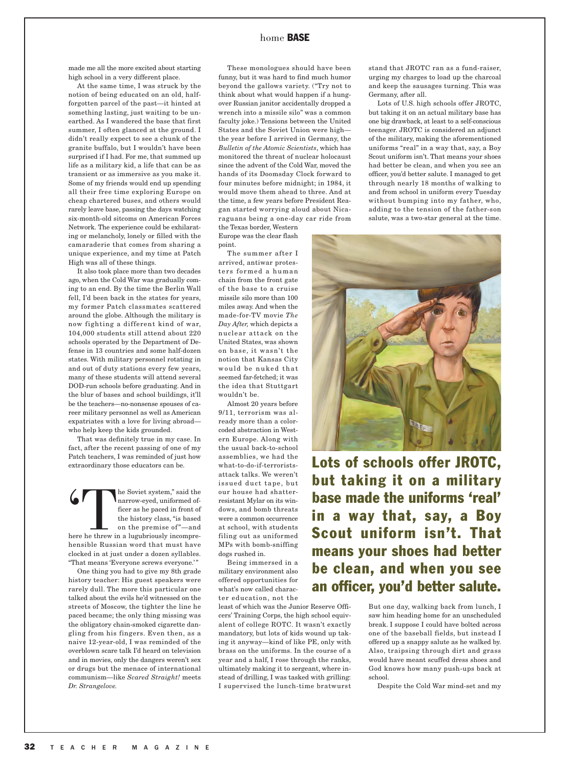made me all the more excited about starting high school in a very different place.

At the same time, I was struck by the notion of being educated on an old, half-forgotten parcel of the past—it hinted at something lasting, just waiting to be unearthed. As I wandered the base that first summer, I often glanced at the ground. I didn't really expect to see a chunk of the granite buffalo, but I wouldn't have been surprised if I had. For me, that summed up life as a military kid, a life that can be as transient or as immersive as you make it. Some of my friends would end up spending all their free time exploring Europe on cheap chartered buses, and others would rarely leave base, passing the days watching six-month-old sitcoms on American Forces Network. The experience could be exhilarating or melancholy, lonely or filled with the camaraderie that comes from sharing a unique experience, and my time at Patch High was all of these things.

It also took place more than two decades ago, when the Cold War was gradually coming to an end. By the time the Berlin Wall fell, I'd been back in the states for years, my former Patch classmates scattered around the globe. Although the military is now fighting a different kind of war, 104,000 students still attend about 220 schools operated by the Department of Defense in 13 countries and some half-dozen states. With military personnel rotating in and out of duty stations every few years, many of these students will attend several DOD-run schools before graduating. And in the blur of bases and school buildings, it'll be the teachers—no-nonsense spouses of career military personnel as well as American expatriates with a love for living abroad—who help keep the kids grounded.

That was definitely true in my case. In fact, after the recent passing of one of my Patch teachers, I was reminded of just how extraordinary those educators can be.

"The Soviet system," said the narrow-eyed, uniformed officer as he paced in front of the history class, "is based on the premise of"—and here he threw in a lugubriously incomprehensible Russian word that must have clocked in at just under a dozen syllables. "That means 'Everyone screws everyone.'"

One thing you had to give my 8th grade history teacher: His guest speakers were rarely dull. The more this particular one talked about the evils he'd witnessed on the streets of Moscow, the tighter the line he paced became; the only thing missing was the obligatory chain-smoked cigarette dangling from his fingers. Even then, as a naive 12-year-old, I was reminded of the overblown scare talk I'd heard on television and in movies, only the dangers weren't sex or drugs but the menace of international communism—like *Scared Straight!* meets *Dr. Strangelove.*

These monologues should have been funny, but it was hard to find much humor beyond the gallows variety. ("Try not to think about what would happen if a hungover Russian janitor accidentally dropped a wrench into a missile silo" was a common faculty joke.) Tensions between the United States and the Soviet Union were high—the year before I arrived in Germany, the *Bulletin of the Atomic Scientists*, which has monitored the threat of nuclear holocaust since the advent of the Cold War, moved the hands of its Doomsday Clock forward to four minutes before midnight; in 1984, it would move them ahead to three. And at the time, a few years before President Reagan started worrying aloud about Nicaraguans being a one-day car ride from the Texas border, Western Europe was the clear flash point.

The summer after I arrived, antiwar protesters formed a human chain from the front gate of the base to a cruise missile silo more than 100 miles away. And when the made-for-TV movie *The Day After,* which depicts a nuclear attack on the United States, was shown on base, it wasn't the notion that Kansas City would be nuked that seemed far-fetched; it was the idea that Stuttgart wouldn't be.

Almost 20 years before 9/11, terrorism was already more than a color-coded abstraction in Western Europe. Along with the usual back-to-school assemblies, we had the what-to-do-if-terrorists-attack talks. We weren't issued duct tape, but our house had shatter-resistant Mylar on its windows, and bomb threats were a common occurrence at school, with students filing out as uniformed MPs with bomb-sniffing dogs rushed in.

Being immersed in a military environment also offered opportunities for what's now called character education, not the least of which was the Junior Reserve Officers' Training Corps, the high school equivalent of college ROTC. It wasn't exactly mandatory, but lots of kids wound up taking it anyway—kind of like PE, only with brass on the uniforms. In the course of a year and a half, I rose through the ranks, ultimately making it to sergeant, where instead of drilling, I was tasked with grilling: I supervised the lunch-time bratwurst stand that JROTC ran as a fund-raiser, urging my charges to load up the charcoal and keep the sausages turning. This was Germany, after all.

Lots of U.S. high schools offer JROTC, but taking it on an actual military base has one big drawback, at least to a self-conscious teenager. JROTC is considered an adjunct of the military, making the aforementioned uniforms "real" in a way that, say, a Boy Scout uniform isn't. That means your shoes had better be clean, and when you see an officer, you'd better salute. I managed to get through nearly 18 months of walking to and from school in uniform every Tuesday without bumping into my father, who, adding to the tension of the father-son salute, was a two-star general at the time.

**Lots of schools offer JROTC, but taking it on a military base made the uniforms 'real' in a way that, say, a Boy Scout uniform isn't. That means your shoes had better be clean, and when you see an officer, you'd better salute.**

But one day, walking back from lunch, I saw him heading home for an unscheduled break. I suppose I could have bolted across one of the baseball fields, but instead I offered up a snappy salute as he walked by. Also, traipsing through dirt and grass would have meant scuffed dress shoes and God knows how many push-ups back at school.

Despite the Cold War mind-set and my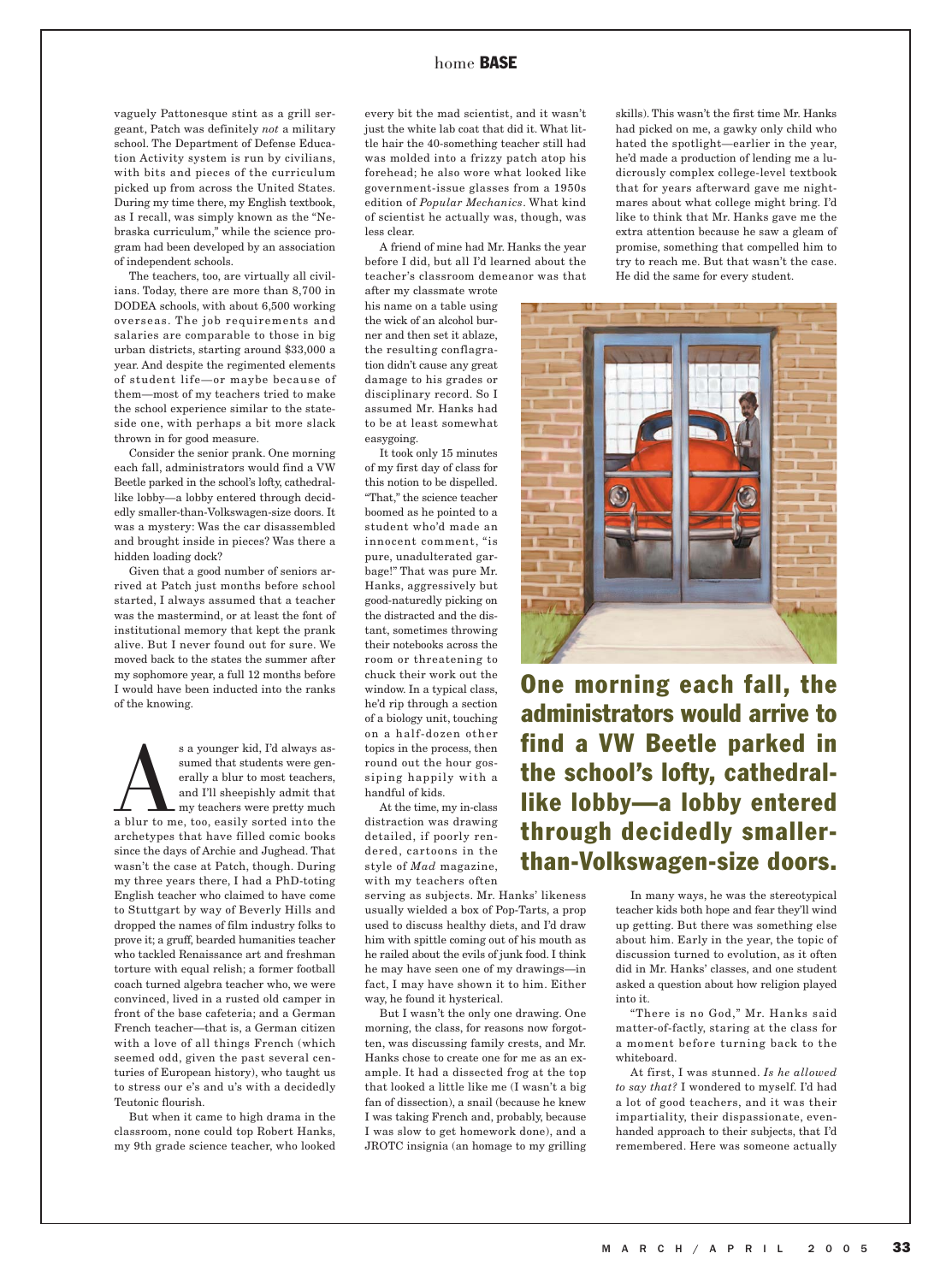vaguely Pattonesque stint as a grill sergeant, Patch was definitely *not* a military school. The Department of Defense Education Activity system is run by civilians, with bits and pieces of the curriculum picked up from across the United States. During my time there, my English textbook, as I recall, was simply known as the "Nebraska curriculum," while the science program had been developed by an association of independent schools.

The teachers, too, are virtually all civilians. Today, there are more than 8,700 in DODEA schools, with about 6,500 working overseas. The job requirements and salaries are comparable to those in big urban districts, starting around $33,000 a year. And despite the regimented elements of student life—or maybe because of them—most of my teachers tried to make the school experience similar to the stateside one, with perhaps a bit more slack thrown in for good measure.

Consider the senior prank. One morning each fall, administrators would find a VW Beetle parked in the school's lofty, cathedral-like lobby—a lobby entered through decidedly smaller-than-Volkswagen-size doors. It was a mystery: Was the car disassembled and brought inside in pieces? Was there a hidden loading dock?

Given that a good number of seniors arrived at Patch just months before school started, I always assumed that a teacher was the mastermind, or at least the font of institutional memory that kept the prank alive. But I never found out for sure. We moved back to the states the summer after my sophomore year, a full 12 months before I would have been inducted into the ranks of the knowing.

As a younger kid, I'd always assumed that students were generally a blur to most teachers, and I'll sheepishly admit that my teachers were pretty much a blur to me, too, easily sorted into the archetypes that have filled comic books since the days of Archie and Jughead. That wasn't the case at Patch, though. During my three years there, I had a PhD-toting English teacher who claimed to have come to Stuttgart by way of Beverly Hills and dropped the names of film industry folks to prove it; a gruff, bearded humanities teacher who tackled Renaissance art and freshman torture with equal relish; a former football coach turned algebra teacher who, we were convinced, lived in a rusted old camper in front of the base cafeteria; and a German French teacher—that is, a German citizen with a love of all things French (which seemed odd, given the past several centuries of European history), who taught us to stress our e's and u's with a decidedly Teutonic flourish.

But when it came to high drama in the classroom, none could top Robert Hanks, my 9th grade science teacher, who looked every bit the mad scientist, and it wasn't just the white lab coat that did it. What little hair the 40-something teacher still had was molded into a frizzy patch atop his forehead; he also wore what looked like government-issue glasses from a 1950s edition of *Popular Mechanics*. What kind of scientist he actually was, though, was less clear.

A friend of mine had Mr. Hanks the year before I did, but all I'd learned about the teacher's classroom demeanor was that after my classmate wrote his name on a table using the wick of an alcohol burner and then set it ablaze, the resulting conflagration didn't cause any great damage to his grades or disciplinary record. So I assumed Mr. Hanks had to be at least somewhat easygoing.

It took only 15 minutes of my first day of class for this notion to be dispelled. "That," the science teacher boomed as he pointed to a student who'd made an innocent comment, "is pure, unadulterated garbage!" That was pure Mr. Hanks, aggressively but good-naturedly picking on the distracted and the distant, sometimes throwing their notebooks across the room or threatening to chuck their work out the window. In a typical class, he'd rip through a section of a biology unit, touching on a half-dozen other topics in the process, then round out the hour gossiping happily with a handful of kids.

At the time, my in-class distraction was drawing detailed, if poorly rendered, cartoons in the style of *Mad* magazine, with my teachers often serving as subjects. Mr. Hanks' likeness usually wielded a box of Pop-Tarts, a prop used to discuss healthy diets, and I'd draw him with spittle coming out of his mouth as he railed about the evils of junk food. I think he may have seen one of my drawings—in fact, I may have shown it to him. Either way, he found it hysterical.

But I wasn't the only one drawing. One morning, the class, for reasons now forgotten, was discussing family crests, and Mr. Hanks chose to create one for me as an example. It had a dissected frog at the top that looked a little like me (I wasn't a big fan of dissection), a snail (because he knew I was taking French and, probably, because I was slow to get homework done), and a JROTC insignia (an homage to my grilling skills). This wasn't the first time Mr. Hanks had picked on me, a gawky only child who hated the spotlight—earlier in the year, he'd made a production of lending me a ludicrously complex college-level textbook that for years afterward gave me nightmares about what college might bring. I'd like to think that Mr. Hanks gave me the extra attention because he saw a gleam of promise, something that compelled him to try to reach me. But that wasn't the case. He did the same for every student.

**One morning each fall, the administrators would arrive to find a VW Beetle parked in the school's lofty, cathedral-like lobby—a lobby entered through decidedly smaller-than-Volkswagen-size doors.**

In many ways, he was the stereotypical teacher kids both hope and fear they'll wind up getting. But there was something else about him. Early in the year, the topic of discussion turned to evolution, as it often did in Mr. Hanks' classes, and one student asked a question about how religion played into it.

"There is no God," Mr. Hanks said matter-of-factly, staring at the class for a moment before turning back to the whiteboard.

At first, I was stunned. *Is he allowed to say that?* I wondered to myself. I'd had a lot of good teachers, and it was their impartiality, their dispassionate, even-handed approach to their subjects, that I'd remembered. Here was someone actually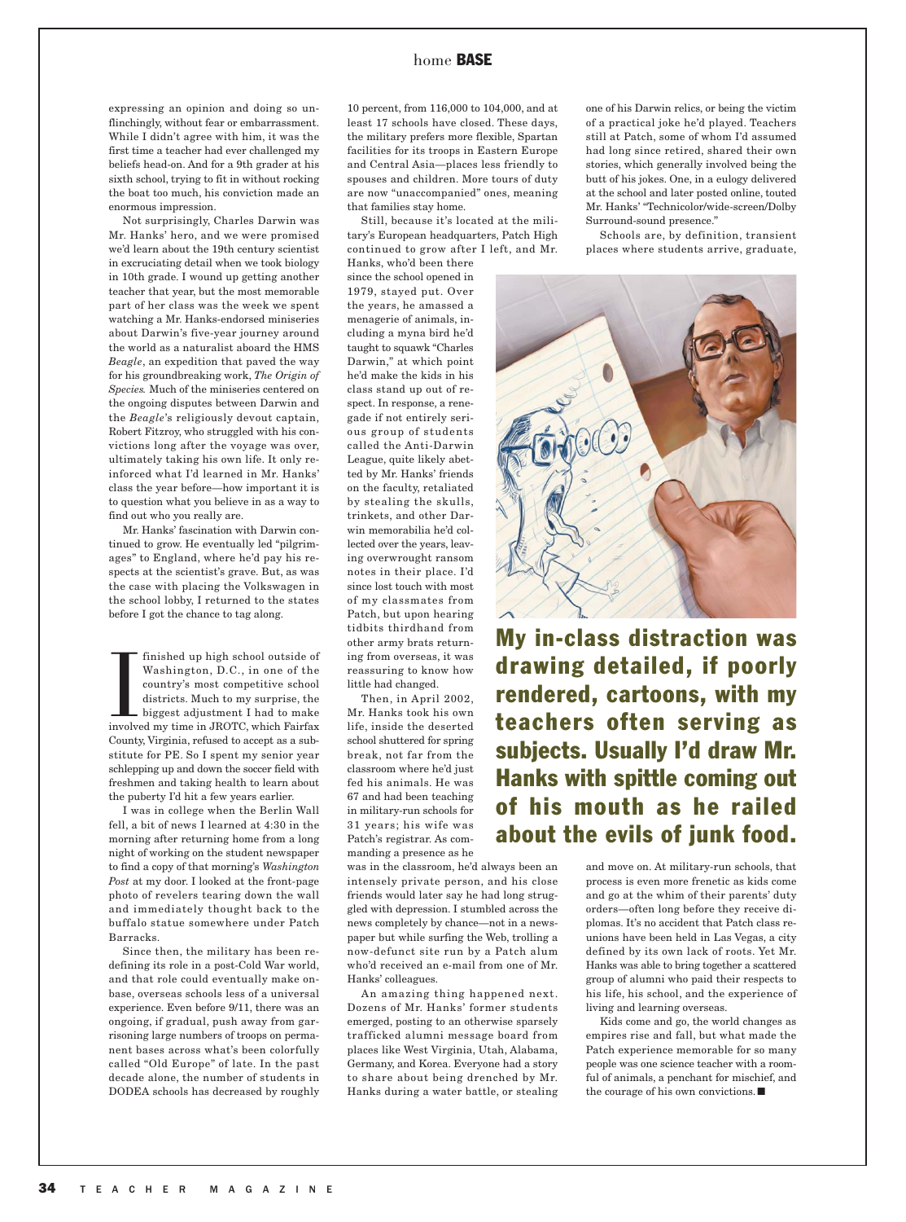expressing an opinion and doing so unflinchingly, without fear or embarrassment. While I didn't agree with him, it was the first time a teacher had ever challenged my beliefs head-on. And for a 9th grader at his sixth school, trying to fit in without rocking the boat too much, his conviction made an enormous impression.

Not surprisingly, Charles Darwin was Mr. Hanks' hero, and we were promised we'd learn about the 19th century scientist in excruciating detail when we took biology in 10th grade. I wound up getting another teacher that year, but the most memorable part of her class was the week we spent watching a Mr. Hanks-endorsed miniseries about Darwin's five-year journey around the world as a naturalist aboard the HMS *Beagle*, an expedition that paved the way for his groundbreaking work, *The Origin of Species.* Much of the miniseries centered on the ongoing disputes between Darwin and the *Beagle*'s religiously devout captain, Robert Fitzroy, who struggled with his convictions long after the voyage was over, ultimately taking his own life. It only reinforced what I'd learned in Mr. Hanks' class the year before—how important it is to question what you believe in as a way to find out who you really are.

Mr. Hanks' fascination with Darwin continued to grow. He eventually led "pilgrimages" to England, where he'd pay his respects at the scientist's grave. But, as was the case with placing the Volkswagen in the school lobby, I returned to the states before I got the chance to tag along.

I finished up high school outside of Washington, D.C., in one of the country's most competitive school districts. Much to my surprise, the biggest adjustment I had to make involved my time in JROTC, which Fairfax County, Virginia, refused to accept as a substitute for PE. So I spent my senior year schlepping up and down the soccer field with freshmen and taking health to learn about the puberty I'd hit a few years earlier.

I was in college when the Berlin Wall fell, a bit of news I learned at 4:30 in the morning after returning home from a long night of working on the student newspaper to find a copy of that morning's *Washington Post* at my door. I looked at the front-page photo of revelers tearing down the wall and immediately thought back to the buffalo statue somewhere under Patch Barracks.

Since then, the military has been redefining its role in a post-Cold War world, and that role could eventually make on-base, overseas schools less of a universal experience. Even before 9/11, there was an ongoing, if gradual, push away from garrisoning large numbers of troops on permanent bases across what's been colorfully called "Old Europe" of late. In the past decade alone, the number of students in DODEA schools has decreased by roughly 10 percent, from 116,000 to 104,000, and at least 17 schools have closed. These days, the military prefers more flexible, Spartan facilities for its troops in Eastern Europe and Central Asia—places less friendly to spouses and children. More tours of duty are now "unaccompanied" ones, meaning that families stay home.

Still, because it's located at the military's European headquarters, Patch High continued to grow after I left, and Mr. Hanks, who'd been there since the school opened in 1979, stayed put. Over the years, he amassed a menagerie of animals, including a myna bird he'd taught to squawk "Charles Darwin," at which point he'd make the kids in his class stand up out of respect. In response, a renegade if not entirely serious group of students called the Anti-Darwin League, quite likely abetted by Mr. Hanks' friends on the faculty, retaliated by stealing the skulls, trinkets, and other Darwin memorabilia he'd collected over the years, leaving overwrought ransom notes in their place. I'd since lost touch with most of my classmates from Patch, but upon hearing tidbits thirdhand from other army brats returning from overseas, it was reassuring to know how little had changed.

Then, in April 2002, Mr. Hanks took his own life, inside the deserted school shuttered for spring break, not far from the classroom where he'd just fed his animals. He was 67 and had been teaching in military-run schools for 31 years; his wife was Patch's registrar. As commanding a presence as he was in the classroom, he'd always been an intensely private person, and his close friends would later say he had long struggled with depression. I stumbled across the news completely by chance—not in a newspaper but while surfing the Web, trolling a now-defunct site run by a Patch alum who'd received an e-mail from one of Mr. Hanks' colleagues.

An amazing thing happened next. Dozens of Mr. Hanks' former students emerged, posting to an otherwise sparsely trafficked alumni message board from places like West Virginia, Utah, Alabama, Germany, and Korea. Everyone had a story to share about being drenched by Mr. Hanks during a water battle, or stealing one of his Darwin relics, or being the victim of a practical joke he'd played. Teachers still at Patch, some of whom I'd assumed had long since retired, shared their own stories, which generally involved being the butt of his jokes. One, in a eulogy delivered at the school and later posted online, touted Mr. Hanks' "Technicolor/wide-screen/Dolby Surround-sound presence."

Schools are, by definition, transient places where students arrive, graduate, and move on. At military-run schools, that process is even more frenetic as kids come and go at the whim of their parents' duty orders—often long before they receive diplomas. It's no accident that Patch class reunions have been held in Las Vegas, a city defined by its own lack of roots. Yet Mr. Hanks was able to bring together a scattered group of alumni who paid their respects to his life, his school, and the experience of living and learning overseas.

Kids come and go, the world changes as empires rise and fall, but what made the Patch experience memorable for so many people was one science teacher with a roomful of animals, a penchant for mischief, and the courage of his own convictions. ■

**My in-class distraction was drawing detailed, if poorly rendered, cartoons, with my teachers often serving as subjects. Usually I'd draw Mr. Hanks with spittle coming out of his mouth as he railed about the evils of junk food.**